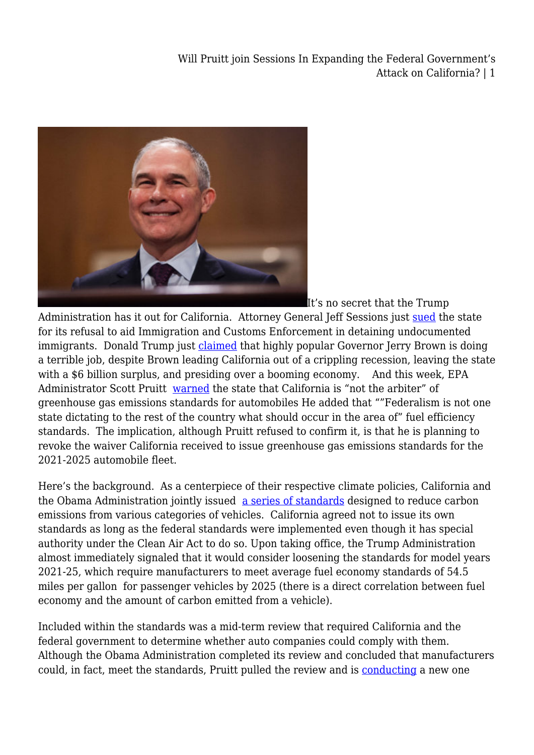It's no secret that the Trump Administration has it out for California. Attorney General Jeff Sessions just sued the state for its refusal to aid Immigration and Customs Enforcement in detaining undocumented immigrants. Donald Trump just claimed that highly popular Governor Jerry Brown is doing a terrible job, despite Brown leading California out of a crippling recession, leaving the state with a $6 billion surplus, and presiding over a booming economy. And this week, EPA Administrator Scott Pruitt warned the state that California is "not the arbiter" of greenhouse gas emissions standards for automobiles He added that ""Federalism is not one state dictating to the rest of the country what should occur in the area of" fuel efficiency standards. The implication, although Pruitt refused to confirm it, is that he is planning to revoke the waiver California received to issue greenhouse gas emissions standards for the 2021-2025 automobile fleet.

Here's the background. As a centerpiece of their respective climate policies, California and the Obama Administration jointly issued a series of standards designed to reduce carbon emissions from various categories of vehicles. California agreed not to issue its own standards as long as the federal standards were implemented even though it has special authority under the Clean Air Act to do so. Upon taking office, the Trump Administration almost immediately signaled that it would consider loosening the standards for model years 2021-25, which require manufacturers to meet average fuel economy standards of 54.5 miles per gallon for passenger vehicles by 2025 (there is a direct correlation between fuel economy and the amount of carbon emitted from a vehicle).

Included within the standards was a mid-term review that required California and the federal government to determine whether auto companies could comply with them. Although the Obama Administration completed its review and concluded that manufacturers could, in fact, meet the standards, Pruitt pulled the review and is conducting a new one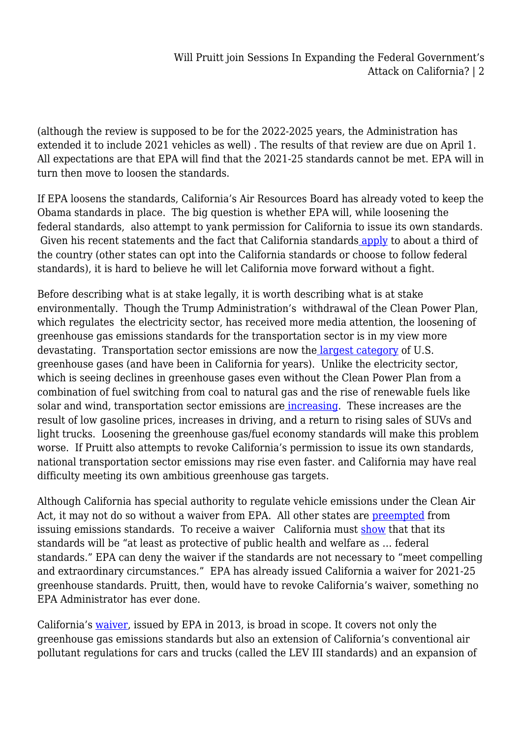(although the review is supposed to be for the 2022-2025 years, the Administration has extended it to include 2021 vehicles as well) . The results of that review are due on April 1. All expectations are that EPA will find that the 2021-25 standards cannot be met. EPA will in turn then move to loosen the standards.

If EPA loosens the standards, California's Air Resources Board has already voted to keep the Obama standards in place. The big question is whether EPA will, while loosening the federal standards, also attempt to yank permission for California to issue its own standards. Given his recent statements and the fact that California standards apply to about a third of the country (other states can opt into the California standards or choose to follow federal standards), it is hard to believe he will let California move forward without a fight.

Before describing what is at stake legally, it is worth describing what is at stake environmentally. Though the Trump Administration's withdrawal of the Clean Power Plan, which regulates the electricity sector, has received more media attention, the loosening of greenhouse gas emissions standards for the transportation sector is in my view more devastating. Transportation sector emissions are now the largest category of U.S. greenhouse gases (and have been in California for years). Unlike the electricity sector, which is seeing declines in greenhouse gases even without the Clean Power Plan from a combination of fuel switching from coal to natural gas and the rise of renewable fuels like solar and wind, transportation sector emissions are increasing. These increases are the result of low gasoline prices, increases in driving, and a return to rising sales of SUVs and light trucks. Loosening the greenhouse gas/fuel economy standards will make this problem worse. If Pruitt also attempts to revoke California's permission to issue its own standards, national transportation sector emissions may rise even faster. and California may have real difficulty meeting its own ambitious greenhouse gas targets.

Although California has special authority to regulate vehicle emissions under the Clean Air Act, it may not do so without a waiver from EPA. All other states are preempted from issuing emissions standards. To receive a waiver California must show that that its standards will be "at least as protective of public health and welfare as … federal standards." EPA can deny the waiver if the standards are not necessary to "meet compelling and extraordinary circumstances." EPA has already issued California a waiver for 2021-25 greenhouse standards. Pruitt, then, would have to revoke California's waiver, something no EPA Administrator has ever done.

California's waiver, issued by EPA in 2013, is broad in scope. It covers not only the greenhouse gas emissions standards but also an extension of California's conventional air pollutant regulations for cars and trucks (called the LEV III standards) and an expansion of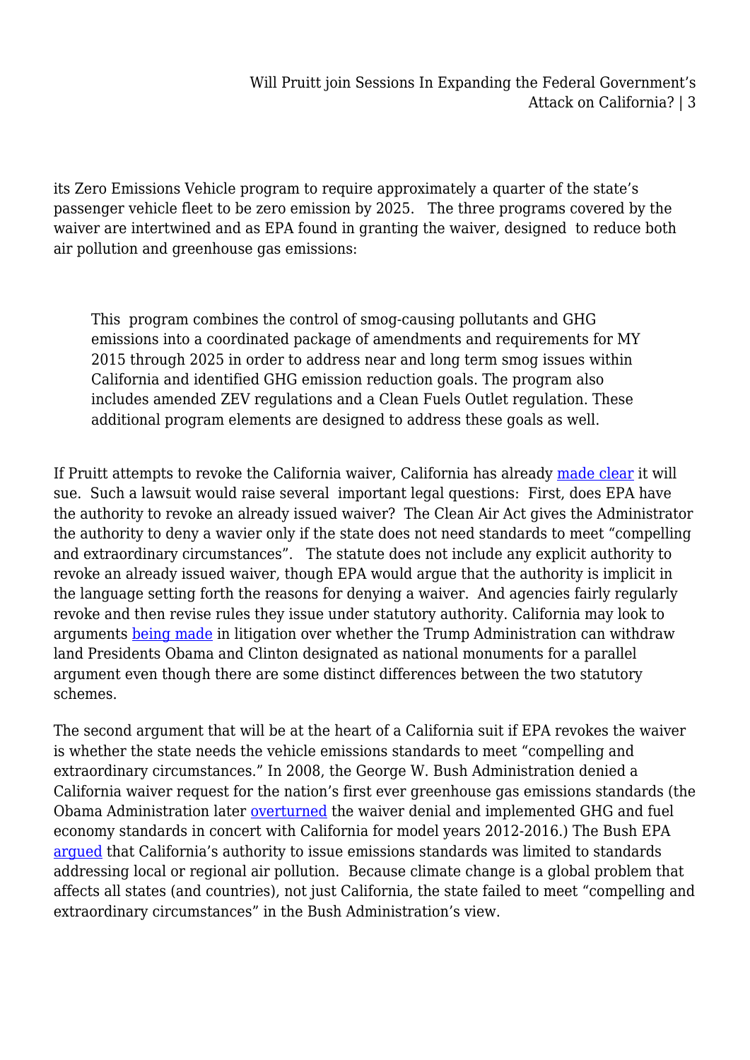its Zero Emissions Vehicle program to require approximately a quarter of the state's passenger vehicle fleet to be zero emission by 2025. The three programs covered by the waiver are intertwined and as EPA found in granting the waiver, designed to reduce both air pollution and greenhouse gas emissions:

> This program combines the control of smog-causing pollutants and GHG emissions into a coordinated package of amendments and requirements for MY 2015 through 2025 in order to address near and long term smog issues within California and identified GHG emission reduction goals. The program also includes amended ZEV regulations and a Clean Fuels Outlet regulation. These additional program elements are designed to address these goals as well.

If Pruitt attempts to revoke the California waiver, California has already made clear it will sue. Such a lawsuit would raise several important legal questions: First, does EPA have the authority to revoke an already issued waiver? The Clean Air Act gives the Administrator the authority to deny a wavier only if the state does not need standards to meet "compelling and extraordinary circumstances". The statute does not include any explicit authority to revoke an already issued waiver, though EPA would argue that the authority is implicit in the language setting forth the reasons for denying a waiver. And agencies fairly regularly revoke and then revise rules they issue under statutory authority. California may look to arguments being made in litigation over whether the Trump Administration can withdraw land Presidents Obama and Clinton designated as national monuments for a parallel argument even though there are some distinct differences between the two statutory schemes.

The second argument that will be at the heart of a California suit if EPA revokes the waiver is whether the state needs the vehicle emissions standards to meet "compelling and extraordinary circumstances." In 2008, the George W. Bush Administration denied a California waiver request for the nation's first ever greenhouse gas emissions standards (the Obama Administration later overturned the waiver denial and implemented GHG and fuel economy standards in concert with California for model years 2012-2016.) The Bush EPA argued that California's authority to issue emissions standards was limited to standards addressing local or regional air pollution. Because climate change is a global problem that affects all states (and countries), not just California, the state failed to meet "compelling and extraordinary circumstances" in the Bush Administration's view.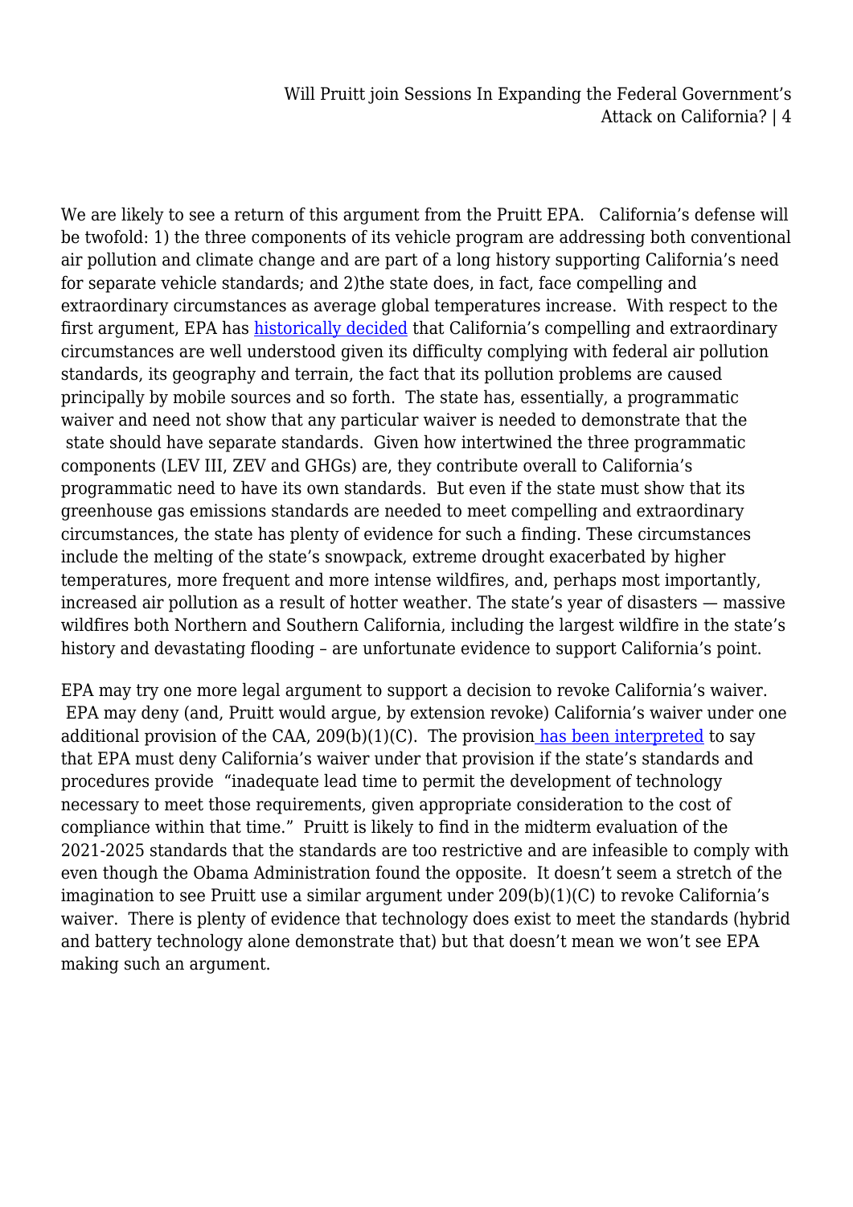We are likely to see a return of this argument from the Pruitt EPA. California's defense will be twofold: 1) the three components of its vehicle program are addressing both conventional air pollution and climate change and are part of a long history supporting California's need for separate vehicle standards; and 2)the state does, in fact, face compelling and extraordinary circumstances as average global temperatures increase. With respect to the first argument, EPA has historically decided that California's compelling and extraordinary circumstances are well understood given its difficulty complying with federal air pollution standards, its geography and terrain, the fact that its pollution problems are caused principally by mobile sources and so forth. The state has, essentially, a programmatic waiver and need not show that any particular waiver is needed to demonstrate that the state should have separate standards. Given how intertwined the three programmatic components (LEV III, ZEV and GHGs) are, they contribute overall to California's programmatic need to have its own standards. But even if the state must show that its greenhouse gas emissions standards are needed to meet compelling and extraordinary circumstances, the state has plenty of evidence for such a finding. These circumstances include the melting of the state's snowpack, extreme drought exacerbated by higher temperatures, more frequent and more intense wildfires, and, perhaps most importantly, increased air pollution as a result of hotter weather. The state's year of disasters — massive wildfires both Northern and Southern California, including the largest wildfire in the state's history and devastating flooding – are unfortunate evidence to support California's point.

EPA may try one more legal argument to support a decision to revoke California's waiver. EPA may deny (and, Pruitt would argue, by extension revoke) California's waiver under one additional provision of the CAA, 209(b)(1)(C). The provision has been interpreted to say that EPA must deny California's waiver under that provision if the state's standards and procedures provide "inadequate lead time to permit the development of technology necessary to meet those requirements, given appropriate consideration to the cost of compliance within that time." Pruitt is likely to find in the midterm evaluation of the 2021-2025 standards that the standards are too restrictive and are infeasible to comply with even though the Obama Administration found the opposite. It doesn't seem a stretch of the imagination to see Pruitt use a similar argument under 209(b)(1)(C) to revoke California's waiver. There is plenty of evidence that technology does exist to meet the standards (hybrid and battery technology alone demonstrate that) but that doesn't mean we won't see EPA making such an argument.